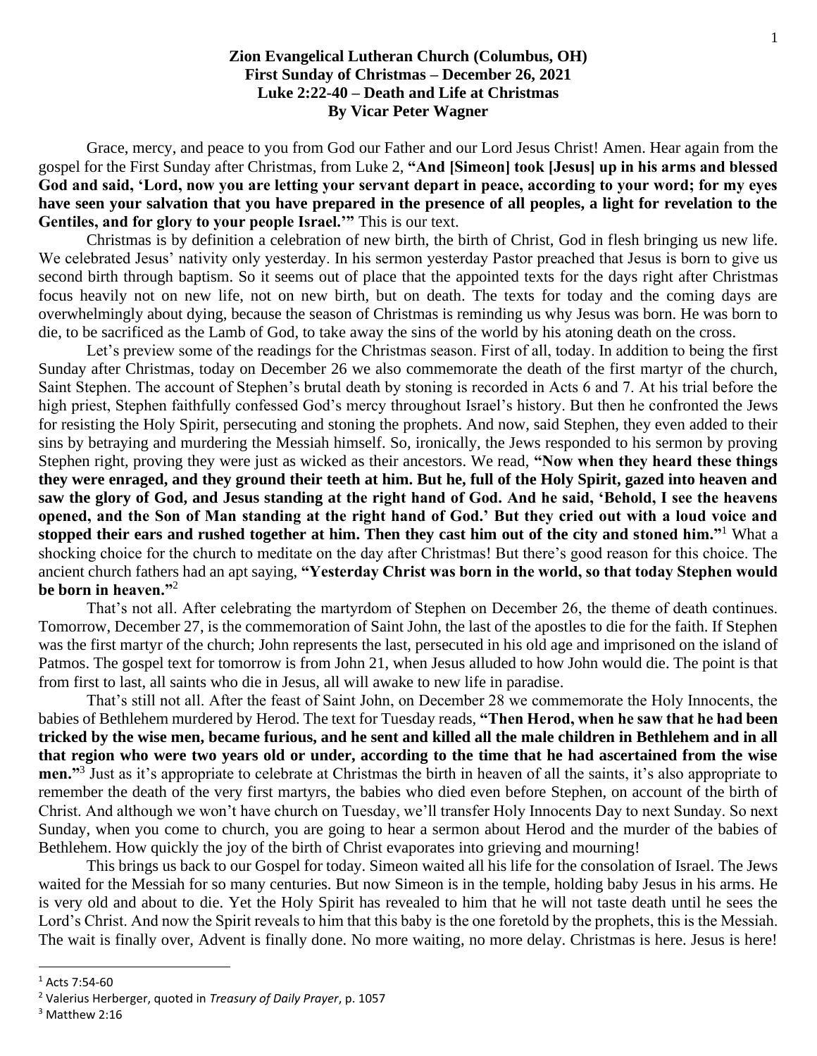**Zion Evangelical Lutheran Church (Columbus, OH)**
**First Sunday of Christmas – December 26, 2021**
**Luke 2:22-40 – Death and Life at Christmas**
**By Vicar Peter Wagner**

Grace, mercy, and peace to you from God our Father and our Lord Jesus Christ! Amen. Hear again from the gospel for the First Sunday after Christmas, from Luke 2, **"And [Simeon] took [Jesus] up in his arms and blessed God and said, 'Lord, now you are letting your servant depart in peace, according to your word; for my eyes have seen your salvation that you have prepared in the presence of all peoples, a light for revelation to the Gentiles, and for glory to your people Israel.'"** This is our text.

Christmas is by definition a celebration of new birth, the birth of Christ, God in flesh bringing us new life. We celebrated Jesus' nativity only yesterday. In his sermon yesterday Pastor preached that Jesus is born to give us second birth through baptism. So it seems out of place that the appointed texts for the days right after Christmas focus heavily not on new life, not on new birth, but on death. The texts for today and the coming days are overwhelmingly about dying, because the season of Christmas is reminding us why Jesus was born. He was born to die, to be sacrificed as the Lamb of God, to take away the sins of the world by his atoning death on the cross.

Let's preview some of the readings for the Christmas season. First of all, today. In addition to being the first Sunday after Christmas, today on December 26 we also commemorate the death of the first martyr of the church, Saint Stephen. The account of Stephen's brutal death by stoning is recorded in Acts 6 and 7. At his trial before the high priest, Stephen faithfully confessed God's mercy throughout Israel's history. But then he confronted the Jews for resisting the Holy Spirit, persecuting and stoning the prophets. And now, said Stephen, they even added to their sins by betraying and murdering the Messiah himself. So, ironically, the Jews responded to his sermon by proving Stephen right, proving they were just as wicked as their ancestors. We read, **"Now when they heard these things they were enraged, and they ground their teeth at him. But he, full of the Holy Spirit, gazed into heaven and saw the glory of God, and Jesus standing at the right hand of God. And he said, 'Behold, I see the heavens opened, and the Son of Man standing at the right hand of God.' But they cried out with a loud voice and stopped their ears and rushed together at him. Then they cast him out of the city and stoned him."**[1] What a shocking choice for the church to meditate on the day after Christmas! But there's good reason for this choice. The ancient church fathers had an apt saying, **"Yesterday Christ was born in the world, so that today Stephen would be born in heaven."**[2]

That's not all. After celebrating the martyrdom of Stephen on December 26, the theme of death continues. Tomorrow, December 27, is the commemoration of Saint John, the last of the apostles to die for the faith. If Stephen was the first martyr of the church; John represents the last, persecuted in his old age and imprisoned on the island of Patmos. The gospel text for tomorrow is from John 21, when Jesus alluded to how John would die. The point is that from first to last, all saints who die in Jesus, all will awake to new life in paradise.

That's still not all. After the feast of Saint John, on December 28 we commemorate the Holy Innocents, the babies of Bethlehem murdered by Herod. The text for Tuesday reads, **"Then Herod, when he saw that he had been tricked by the wise men, became furious, and he sent and killed all the male children in Bethlehem and in all that region who were two years old or under, according to the time that he had ascertained from the wise men."**[3] Just as it's appropriate to celebrate at Christmas the birth in heaven of all the saints, it's also appropriate to remember the death of the very first martyrs, the babies who died even before Stephen, on account of the birth of Christ. And although we won't have church on Tuesday, we'll transfer Holy Innocents Day to next Sunday. So next Sunday, when you come to church, you are going to hear a sermon about Herod and the murder of the babies of Bethlehem. How quickly the joy of the birth of Christ evaporates into grieving and mourning!

This brings us back to our Gospel for today. Simeon waited all his life for the consolation of Israel. The Jews waited for the Messiah for so many centuries. But now Simeon is in the temple, holding baby Jesus in his arms. He is very old and about to die. Yet the Holy Spirit has revealed to him that he will not taste death until he sees the Lord's Christ. And now the Spirit reveals to him that this baby is the one foretold by the prophets, this is the Messiah. The wait is finally over, Advent is finally done. No more waiting, no more delay. Christmas is here. Jesus is here!

---

[1] Acts 7:54-60

[2] Valerius Herberger, quoted in *Treasury of Daily Prayer*, p. 1057

[3] Matthew 2:16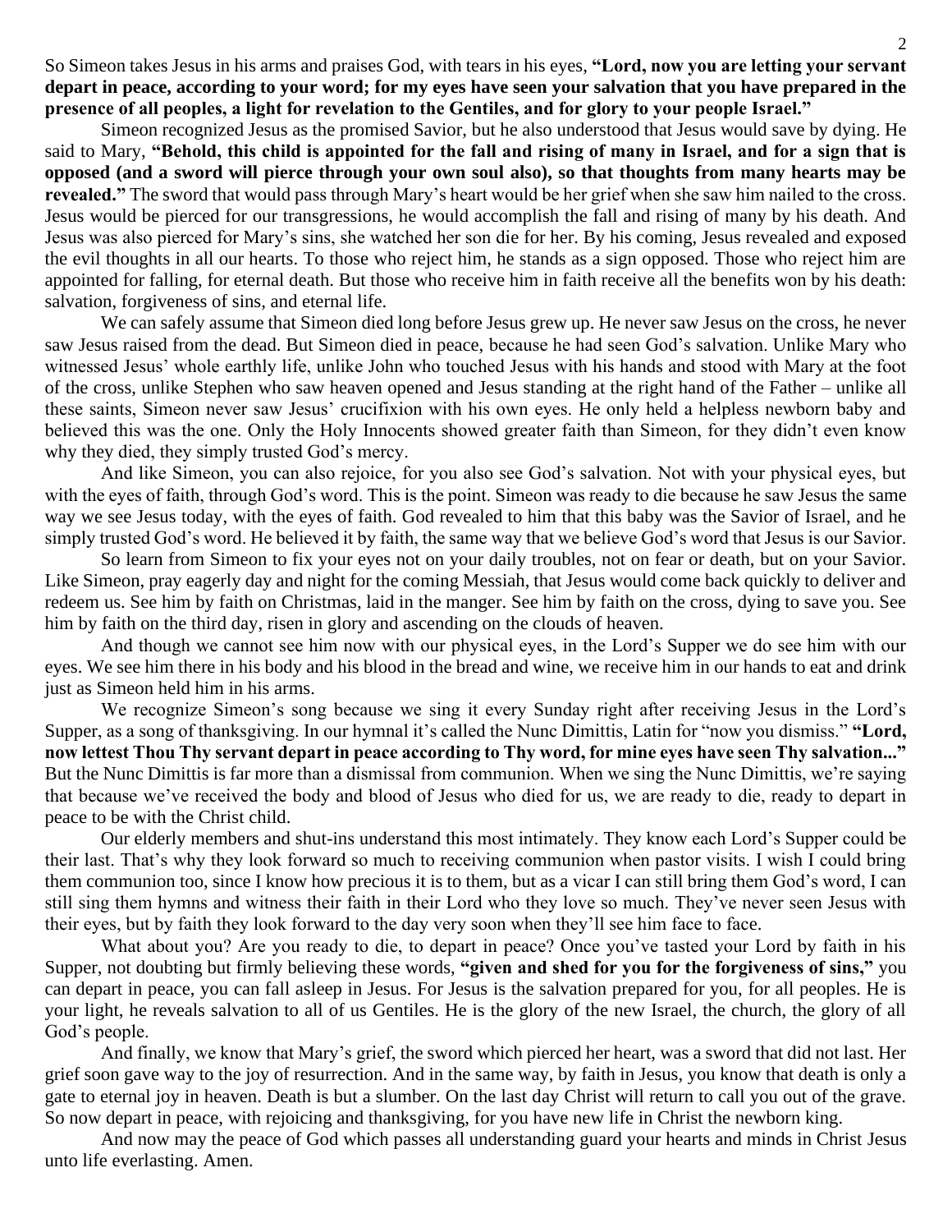So Simeon takes Jesus in his arms and praises God, with tears in his eyes, **"Lord, now you are letting your servant depart in peace, according to your word; for my eyes have seen your salvation that you have prepared in the presence of all peoples, a light for revelation to the Gentiles, and for glory to your people Israel."**

Simeon recognized Jesus as the promised Savior, but he also understood that Jesus would save by dying. He said to Mary, **"Behold, this child is appointed for the fall and rising of many in Israel, and for a sign that is opposed (and a sword will pierce through your own soul also), so that thoughts from many hearts may be revealed."** The sword that would pass through Mary's heart would be her grief when she saw him nailed to the cross. Jesus would be pierced for our transgressions, he would accomplish the fall and rising of many by his death. And Jesus was also pierced for Mary's sins, she watched her son die for her. By his coming, Jesus revealed and exposed the evil thoughts in all our hearts. To those who reject him, he stands as a sign opposed. Those who reject him are appointed for falling, for eternal death. But those who receive him in faith receive all the benefits won by his death: salvation, forgiveness of sins, and eternal life.

We can safely assume that Simeon died long before Jesus grew up. He never saw Jesus on the cross, he never saw Jesus raised from the dead. But Simeon died in peace, because he had seen God's salvation. Unlike Mary who witnessed Jesus' whole earthly life, unlike John who touched Jesus with his hands and stood with Mary at the foot of the cross, unlike Stephen who saw heaven opened and Jesus standing at the right hand of the Father – unlike all these saints, Simeon never saw Jesus' crucifixion with his own eyes. He only held a helpless newborn baby and believed this was the one. Only the Holy Innocents showed greater faith than Simeon, for they didn't even know why they died, they simply trusted God's mercy.

And like Simeon, you can also rejoice, for you also see God's salvation. Not with your physical eyes, but with the eyes of faith, through God's word. This is the point. Simeon was ready to die because he saw Jesus the same way we see Jesus today, with the eyes of faith. God revealed to him that this baby was the Savior of Israel, and he simply trusted God's word. He believed it by faith, the same way that we believe God's word that Jesus is our Savior.

So learn from Simeon to fix your eyes not on your daily troubles, not on fear or death, but on your Savior. Like Simeon, pray eagerly day and night for the coming Messiah, that Jesus would come back quickly to deliver and redeem us. See him by faith on Christmas, laid in the manger. See him by faith on the cross, dying to save you. See him by faith on the third day, risen in glory and ascending on the clouds of heaven.

And though we cannot see him now with our physical eyes, in the Lord's Supper we do see him with our eyes. We see him there in his body and his blood in the bread and wine, we receive him in our hands to eat and drink just as Simeon held him in his arms.

We recognize Simeon's song because we sing it every Sunday right after receiving Jesus in the Lord's Supper, as a song of thanksgiving. In our hymnal it's called the Nunc Dimittis, Latin for "now you dismiss." **"Lord, now lettest Thou Thy servant depart in peace according to Thy word, for mine eyes have seen Thy salvation..."** But the Nunc Dimittis is far more than a dismissal from communion. When we sing the Nunc Dimittis, we're saying that because we've received the body and blood of Jesus who died for us, we are ready to die, ready to depart in peace to be with the Christ child.

Our elderly members and shut-ins understand this most intimately. They know each Lord's Supper could be their last. That's why they look forward so much to receiving communion when pastor visits. I wish I could bring them communion too, since I know how precious it is to them, but as a vicar I can still bring them God's word, I can still sing them hymns and witness their faith in their Lord who they love so much. They've never seen Jesus with their eyes, but by faith they look forward to the day very soon when they'll see him face to face.

What about you? Are you ready to die, to depart in peace? Once you've tasted your Lord by faith in his Supper, not doubting but firmly believing these words, **"given and shed for you for the forgiveness of sins,"** you can depart in peace, you can fall asleep in Jesus. For Jesus is the salvation prepared for you, for all peoples. He is your light, he reveals salvation to all of us Gentiles. He is the glory of the new Israel, the church, the glory of all God's people.

And finally, we know that Mary's grief, the sword which pierced her heart, was a sword that did not last. Her grief soon gave way to the joy of resurrection. And in the same way, by faith in Jesus, you know that death is only a gate to eternal joy in heaven. Death is but a slumber. On the last day Christ will return to call you out of the grave. So now depart in peace, with rejoicing and thanksgiving, for you have new life in Christ the newborn king.

And now may the peace of God which passes all understanding guard your hearts and minds in Christ Jesus unto life everlasting. Amen.